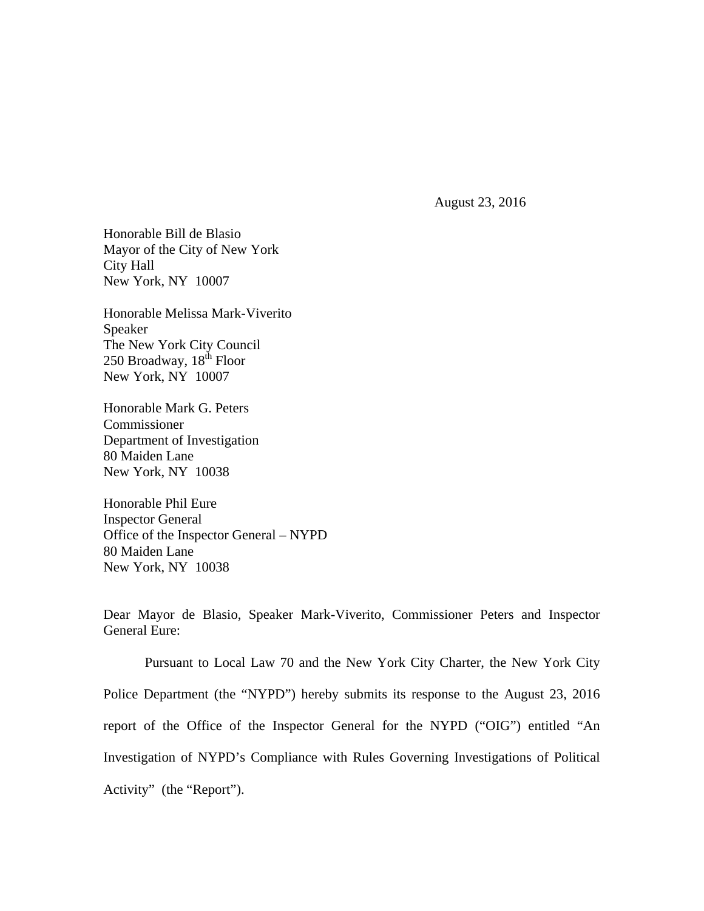August 23, 2016

Honorable Bill de Blasio
Mayor of the City of New York
City Hall
New York, NY 10007

Honorable Melissa Mark-Viverito
Speaker
The New York City Council
250 Broadway, 18th Floor
New York, NY 10007

Honorable Mark G. Peters
Commissioner
Department of Investigation
80 Maiden Lane
New York, NY 10038

Honorable Phil Eure
Inspector General
Office of the Inspector General – NYPD
80 Maiden Lane
New York, NY 10038

Dear Mayor de Blasio, Speaker Mark-Viverito, Commissioner Peters and Inspector General Eure:

Pursuant to Local Law 70 and the New York City Charter, the New York City Police Department (the "NYPD") hereby submits its response to the August 23, 2016 report of the Office of the Inspector General for the NYPD ("OIG") entitled "An Investigation of NYPD's Compliance with Rules Governing Investigations of Political Activity" (the "Report").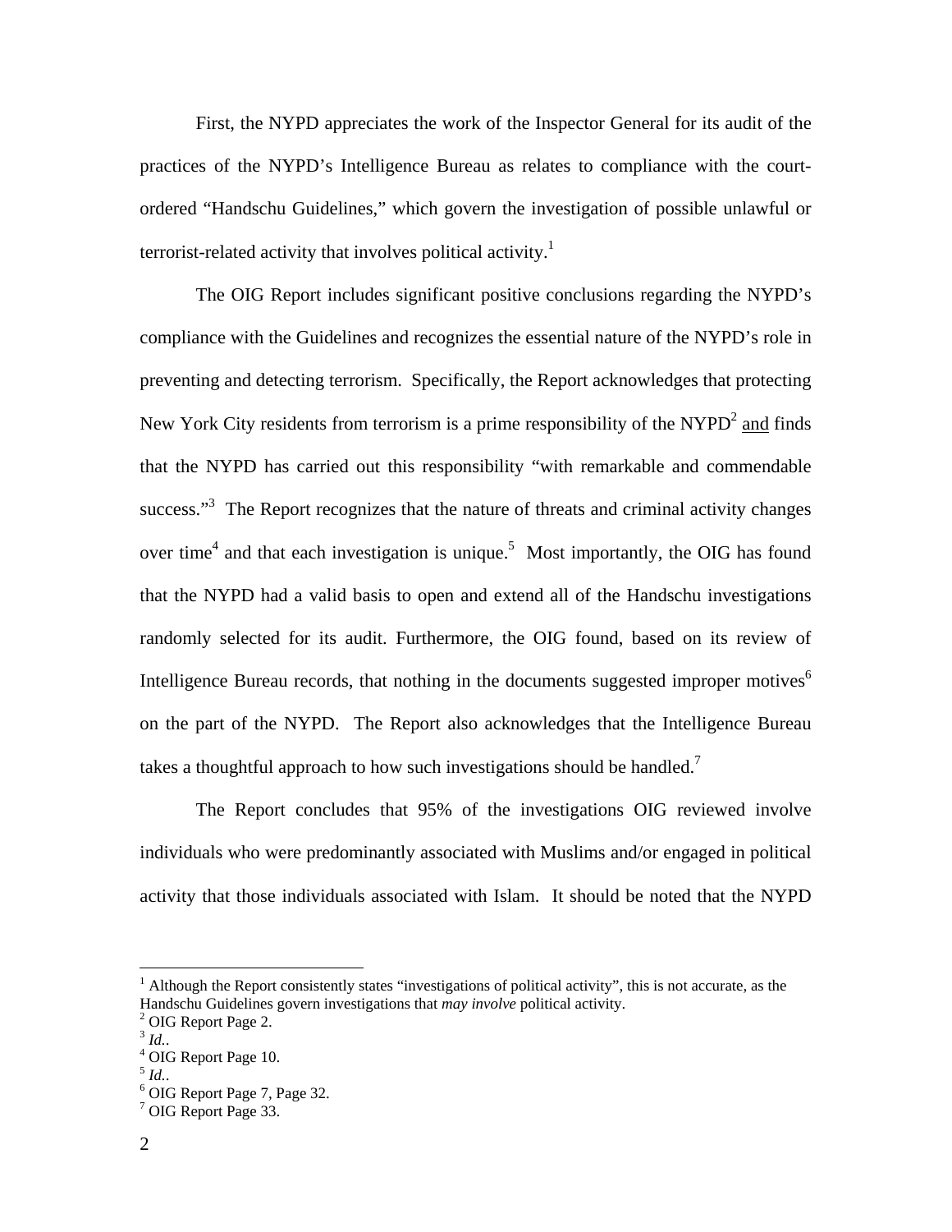First, the NYPD appreciates the work of the Inspector General for its audit of the practices of the NYPD's Intelligence Bureau as relates to compliance with the court-ordered "Handschu Guidelines," which govern the investigation of possible unlawful or terrorist-related activity that involves political activity.[1]

The OIG Report includes significant positive conclusions regarding the NYPD's compliance with the Guidelines and recognizes the essential nature of the NYPD's role in preventing and detecting terrorism. Specifically, the Report acknowledges that protecting New York City residents from terrorism is a prime responsibility of the NYPD[2] <u>and</u> finds that the NYPD has carried out this responsibility "with remarkable and commendable success."[3] The Report recognizes that the nature of threats and criminal activity changes over time[4] and that each investigation is unique.[5] Most importantly, the OIG has found that the NYPD had a valid basis to open and extend all of the Handschu investigations randomly selected for its audit. Furthermore, the OIG found, based on its review of Intelligence Bureau records, that nothing in the documents suggested improper motives[6] on the part of the NYPD. The Report also acknowledges that the Intelligence Bureau takes a thoughtful approach to how such investigations should be handled.[7]

The Report concludes that 95% of the investigations OIG reviewed involve individuals who were predominantly associated with Muslims and/or engaged in political activity that those individuals associated with Islam. It should be noted that the NYPD

---

[1] Although the Report consistently states "investigations of political activity", this is not accurate, as the Handschu Guidelines govern investigations that *may involve* political activity.
[2] OIG Report Page 2.
[3] *Id.*.
[4] OIG Report Page 10.
[5] *Id.*.
[6] OIG Report Page 7, Page 32.
[7] OIG Report Page 33.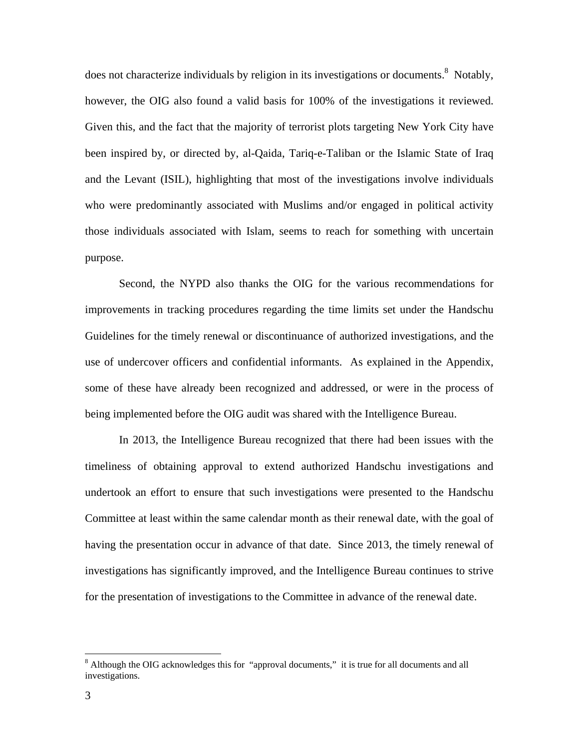does not characterize individuals by religion in its investigations or documents.[8] Notably, however, the OIG also found a valid basis for 100% of the investigations it reviewed. Given this, and the fact that the majority of terrorist plots targeting New York City have been inspired by, or directed by, al-Qaida, Tariq-e-Taliban or the Islamic State of Iraq and the Levant (ISIL), highlighting that most of the investigations involve individuals who were predominantly associated with Muslims and/or engaged in political activity those individuals associated with Islam, seems to reach for something with uncertain purpose.

Second, the NYPD also thanks the OIG for the various recommendations for improvements in tracking procedures regarding the time limits set under the Handschu Guidelines for the timely renewal or discontinuance of authorized investigations, and the use of undercover officers and confidential informants. As explained in the Appendix, some of these have already been recognized and addressed, or were in the process of being implemented before the OIG audit was shared with the Intelligence Bureau.

In 2013, the Intelligence Bureau recognized that there had been issues with the timeliness of obtaining approval to extend authorized Handschu investigations and undertook an effort to ensure that such investigations were presented to the Handschu Committee at least within the same calendar month as their renewal date, with the goal of having the presentation occur in advance of that date. Since 2013, the timely renewal of investigations has significantly improved, and the Intelligence Bureau continues to strive for the presentation of investigations to the Committee in advance of the renewal date.

---

[8] Although the OIG acknowledges this for "approval documents," it is true for all documents and all investigations.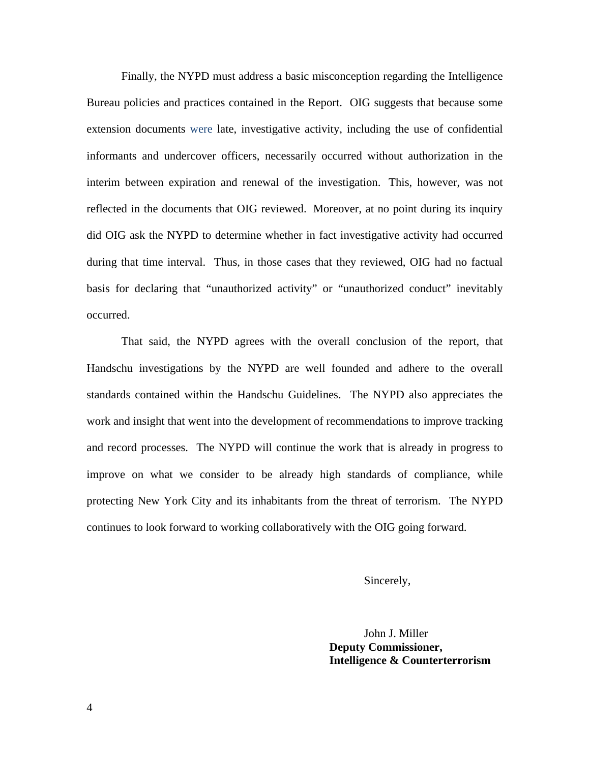Finally, the NYPD must address a basic misconception regarding the Intelligence Bureau policies and practices contained in the Report. OIG suggests that because some extension documents were late, investigative activity, including the use of confidential informants and undercover officers, necessarily occurred without authorization in the interim between expiration and renewal of the investigation. This, however, was not reflected in the documents that OIG reviewed. Moreover, at no point during its inquiry did OIG ask the NYPD to determine whether in fact investigative activity had occurred during that time interval. Thus, in those cases that they reviewed, OIG had no factual basis for declaring that "unauthorized activity" or "unauthorized conduct" inevitably occurred.

That said, the NYPD agrees with the overall conclusion of the report, that Handschu investigations by the NYPD are well founded and adhere to the overall standards contained within the Handschu Guidelines. The NYPD also appreciates the work and insight that went into the development of recommendations to improve tracking and record processes. The NYPD will continue the work that is already in progress to improve on what we consider to be already high standards of compliance, while protecting New York City and its inhabitants from the threat of terrorism. The NYPD continues to look forward to working collaboratively with the OIG going forward.

Sincerely,

John J. Miller
**Deputy Commissioner,**
**Intelligence & Counterterrorism**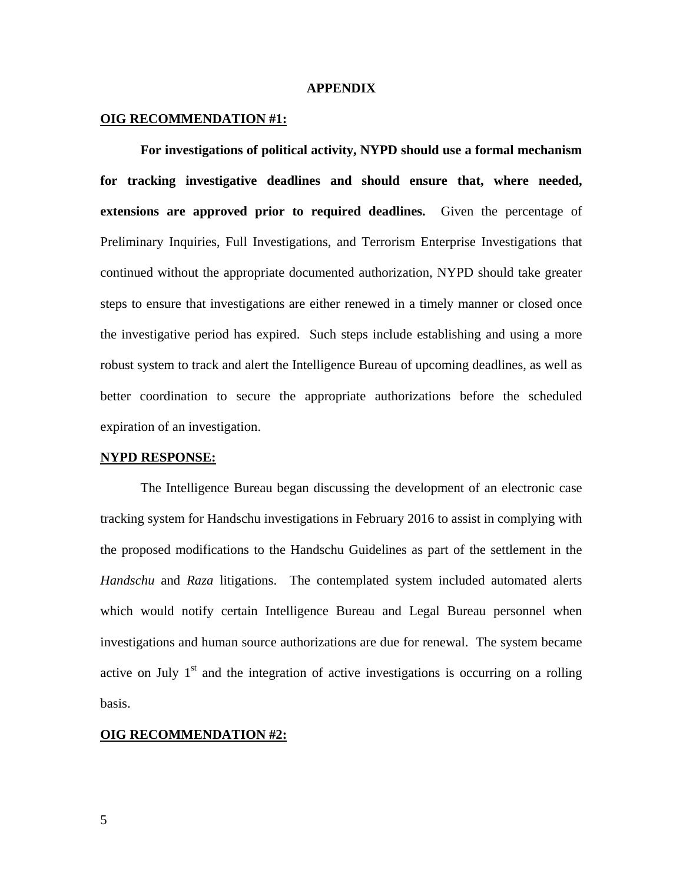## APPENDIX

**<u>OIG RECOMMENDATION #1:</u>**

**For investigations of political activity, NYPD should use a formal mechanism for tracking investigative deadlines and should ensure that, where needed, extensions are approved prior to required deadlines.** Given the percentage of Preliminary Inquiries, Full Investigations, and Terrorism Enterprise Investigations that continued without the appropriate documented authorization, NYPD should take greater steps to ensure that investigations are either renewed in a timely manner or closed once the investigative period has expired. Such steps include establishing and using a more robust system to track and alert the Intelligence Bureau of upcoming deadlines, as well as better coordination to secure the appropriate authorizations before the scheduled expiration of an investigation.

**<u>NYPD RESPONSE:</u>**

The Intelligence Bureau began discussing the development of an electronic case tracking system for Handschu investigations in February 2016 to assist in complying with the proposed modifications to the Handschu Guidelines as part of the settlement in the *Handschu* and *Raza* litigations. The contemplated system included automated alerts which would notify certain Intelligence Bureau and Legal Bureau personnel when investigations and human source authorizations are due for renewal. The system became active on July 1st and the integration of active investigations is occurring on a rolling basis.

**<u>OIG RECOMMENDATION #2:</u>**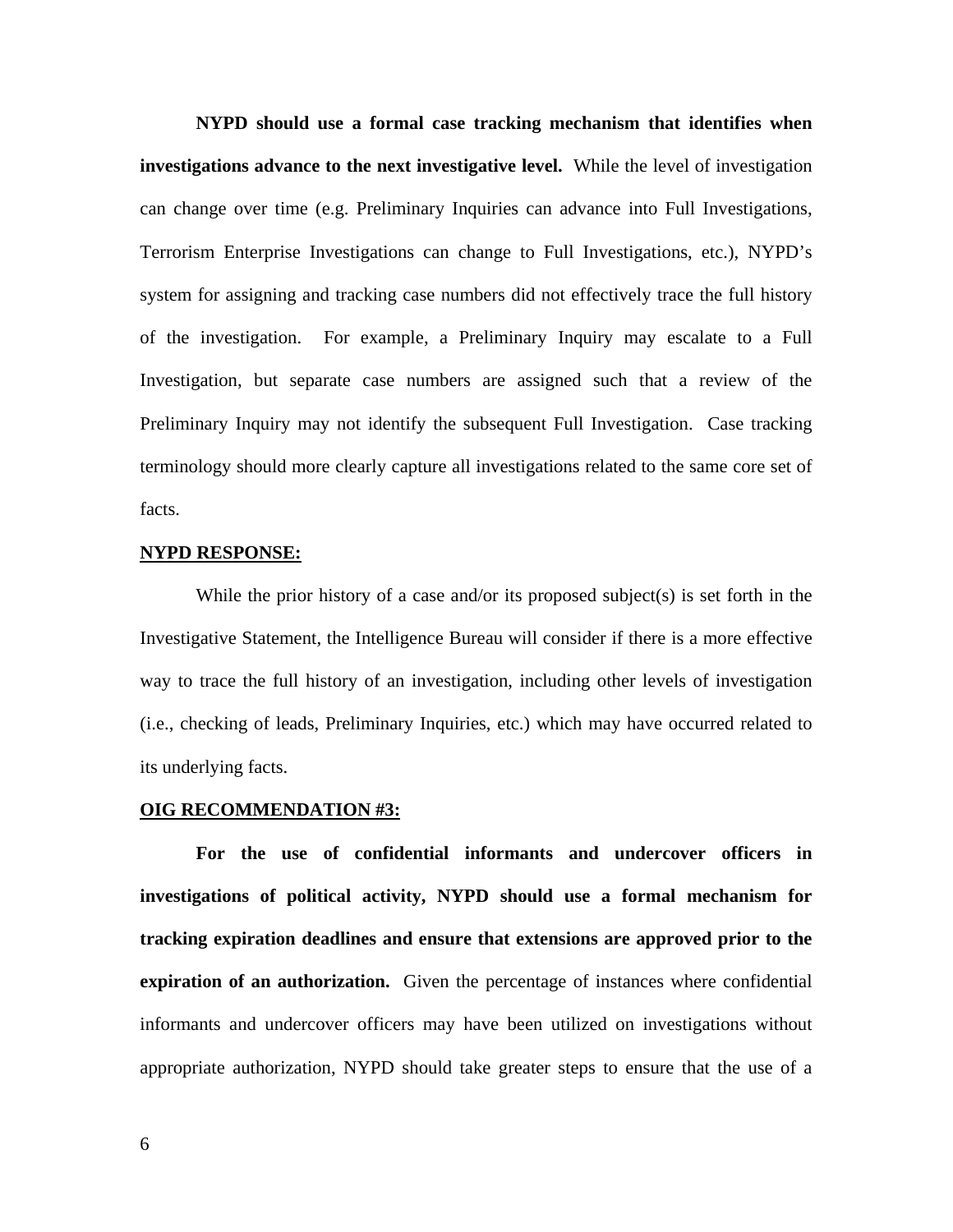**NYPD should use a formal case tracking mechanism that identifies when investigations advance to the next investigative level.** While the level of investigation can change over time (e.g. Preliminary Inquiries can advance into Full Investigations, Terrorism Enterprise Investigations can change to Full Investigations, etc.), NYPD's system for assigning and tracking case numbers did not effectively trace the full history of the investigation. For example, a Preliminary Inquiry may escalate to a Full Investigation, but separate case numbers are assigned such that a review of the Preliminary Inquiry may not identify the subsequent Full Investigation. Case tracking terminology should more clearly capture all investigations related to the same core set of facts.

**NYPD RESPONSE:**

While the prior history of a case and/or its proposed subject(s) is set forth in the Investigative Statement, the Intelligence Bureau will consider if there is a more effective way to trace the full history of an investigation, including other levels of investigation (i.e., checking of leads, Preliminary Inquiries, etc.) which may have occurred related to its underlying facts.

**OIG RECOMMENDATION #3:**

**For the use of confidential informants and undercover officers in investigations of political activity, NYPD should use a formal mechanism for tracking expiration deadlines and ensure that extensions are approved prior to the expiration of an authorization.** Given the percentage of instances where confidential informants and undercover officers may have been utilized on investigations without appropriate authorization, NYPD should take greater steps to ensure that the use of a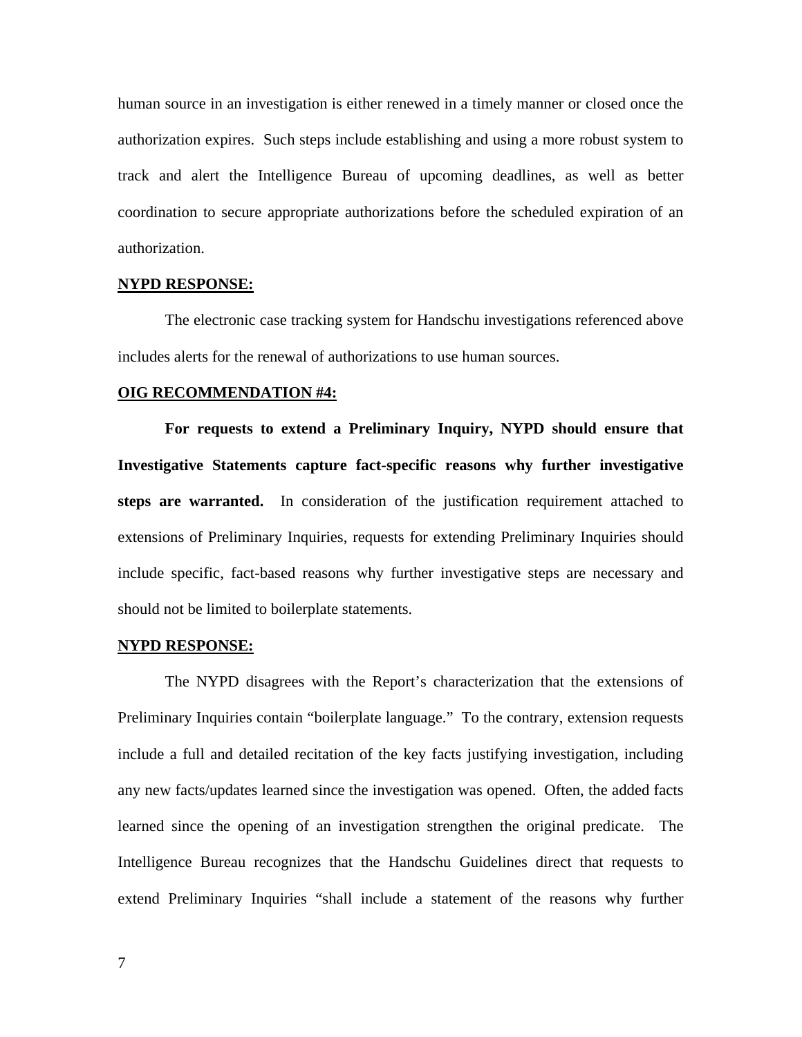human source in an investigation is either renewed in a timely manner or closed once the authorization expires. Such steps include establishing and using a more robust system to track and alert the Intelligence Bureau of upcoming deadlines, as well as better coordination to secure appropriate authorizations before the scheduled expiration of an authorization.

**NYPD RESPONSE:**

The electronic case tracking system for Handschu investigations referenced above includes alerts for the renewal of authorizations to use human sources.

**OIG RECOMMENDATION #4:**

**For requests to extend a Preliminary Inquiry, NYPD should ensure that Investigative Statements capture fact-specific reasons why further investigative steps are warranted.** In consideration of the justification requirement attached to extensions of Preliminary Inquiries, requests for extending Preliminary Inquiries should include specific, fact-based reasons why further investigative steps are necessary and should not be limited to boilerplate statements.

**NYPD RESPONSE:**

The NYPD disagrees with the Report's characterization that the extensions of Preliminary Inquiries contain "boilerplate language." To the contrary, extension requests include a full and detailed recitation of the key facts justifying investigation, including any new facts/updates learned since the investigation was opened. Often, the added facts learned since the opening of an investigation strengthen the original predicate. The Intelligence Bureau recognizes that the Handschu Guidelines direct that requests to extend Preliminary Inquiries "shall include a statement of the reasons why further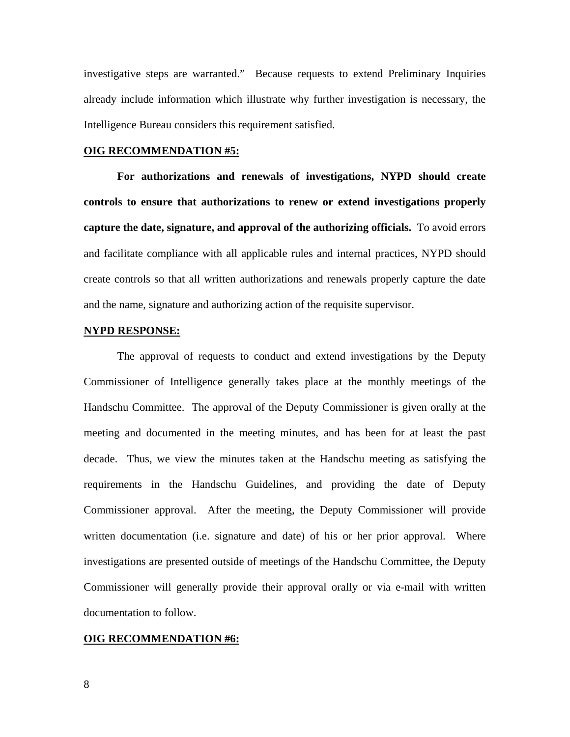investigative steps are warranted." Because requests to extend Preliminary Inquiries already include information which illustrate why further investigation is necessary, the Intelligence Bureau considers this requirement satisfied.

**OIG RECOMMENDATION #5:**

**For authorizations and renewals of investigations, NYPD should create controls to ensure that authorizations to renew or extend investigations properly capture the date, signature, and approval of the authorizing officials.** To avoid errors and facilitate compliance with all applicable rules and internal practices, NYPD should create controls so that all written authorizations and renewals properly capture the date and the name, signature and authorizing action of the requisite supervisor.

**NYPD RESPONSE:**

The approval of requests to conduct and extend investigations by the Deputy Commissioner of Intelligence generally takes place at the monthly meetings of the Handschu Committee. The approval of the Deputy Commissioner is given orally at the meeting and documented in the meeting minutes, and has been for at least the past decade. Thus, we view the minutes taken at the Handschu meeting as satisfying the requirements in the Handschu Guidelines, and providing the date of Deputy Commissioner approval. After the meeting, the Deputy Commissioner will provide written documentation (i.e. signature and date) of his or her prior approval. Where investigations are presented outside of meetings of the Handschu Committee, the Deputy Commissioner will generally provide their approval orally or via e-mail with written documentation to follow.

**OIG RECOMMENDATION #6:**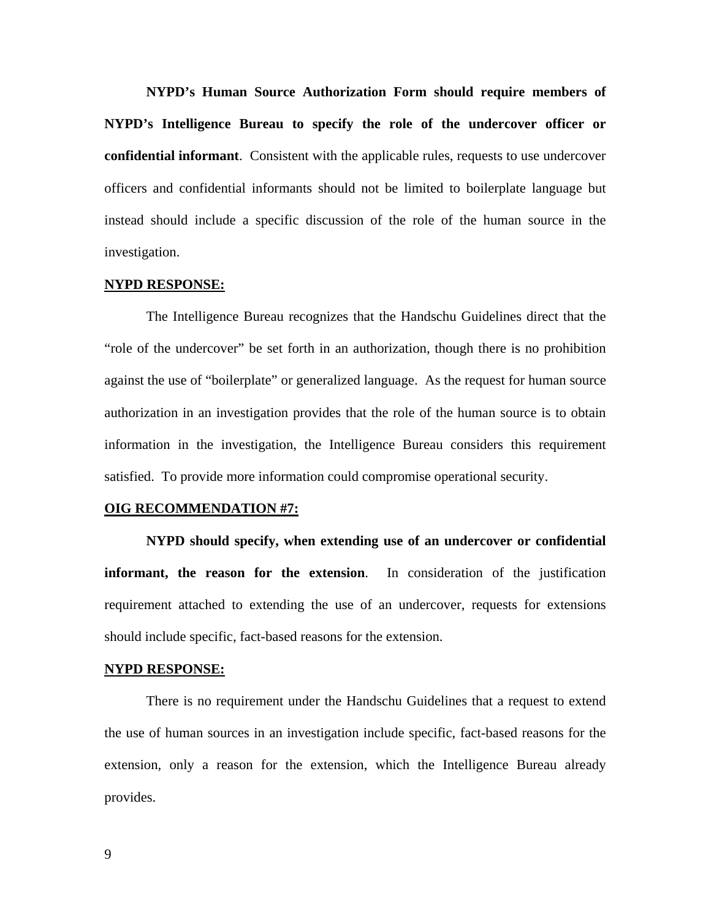**NYPD's Human Source Authorization Form should require members of NYPD's Intelligence Bureau to specify the role of the undercover officer or confidential informant**. Consistent with the applicable rules, requests to use undercover officers and confidential informants should not be limited to boilerplate language but instead should include a specific discussion of the role of the human source in the investigation.

**NYPD RESPONSE:**

The Intelligence Bureau recognizes that the Handschu Guidelines direct that the "role of the undercover" be set forth in an authorization, though there is no prohibition against the use of "boilerplate" or generalized language. As the request for human source authorization in an investigation provides that the role of the human source is to obtain information in the investigation, the Intelligence Bureau considers this requirement satisfied. To provide more information could compromise operational security.

**OIG RECOMMENDATION #7:**

**NYPD should specify, when extending use of an undercover or confidential informant, the reason for the extension**. In consideration of the justification requirement attached to extending the use of an undercover, requests for extensions should include specific, fact-based reasons for the extension.

**NYPD RESPONSE:**

There is no requirement under the Handschu Guidelines that a request to extend the use of human sources in an investigation include specific, fact-based reasons for the extension, only a reason for the extension, which the Intelligence Bureau already provides.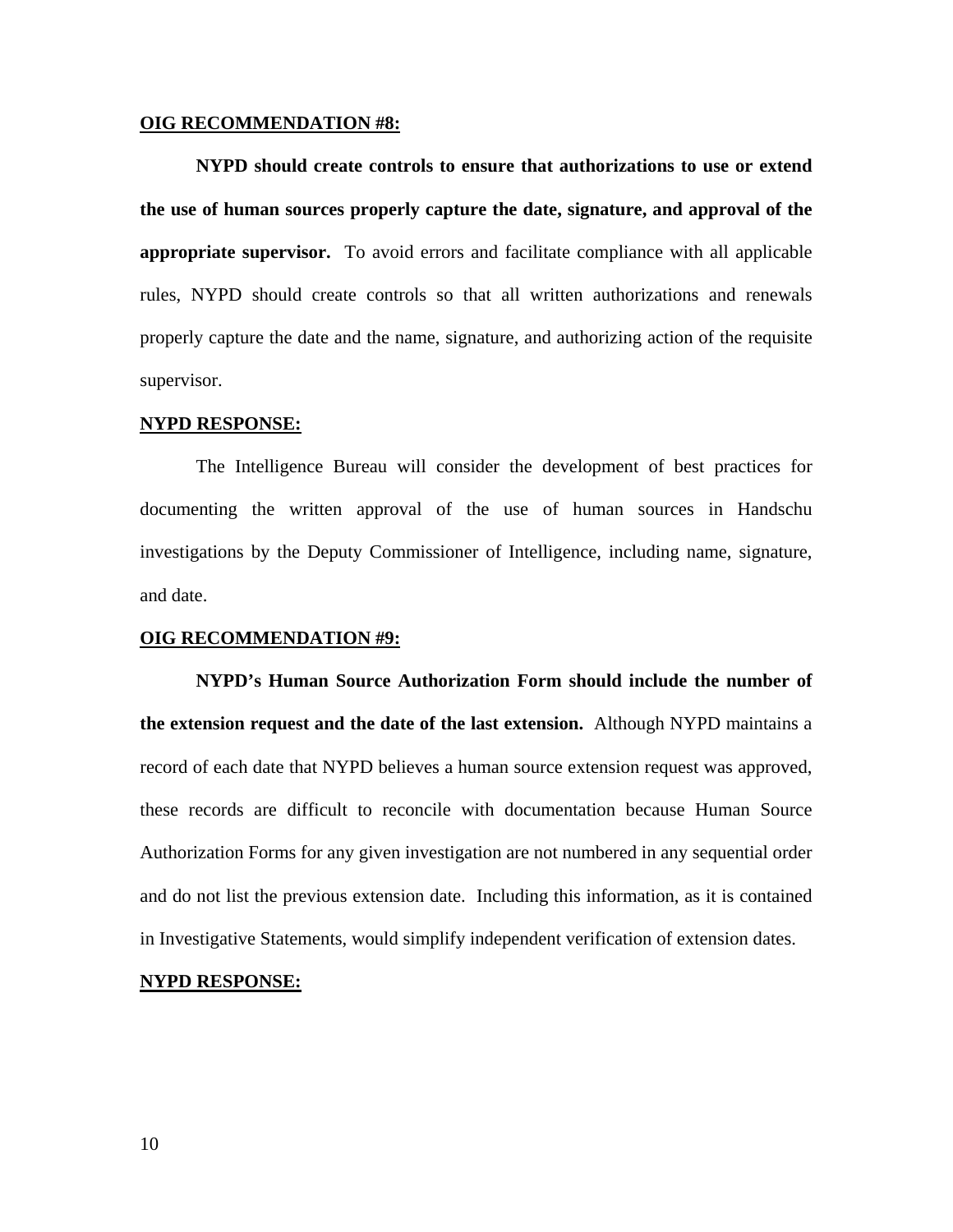**OIG RECOMMENDATION #8:**

**NYPD should create controls to ensure that authorizations to use or extend the use of human sources properly capture the date, signature, and approval of the appropriate supervisor.** To avoid errors and facilitate compliance with all applicable rules, NYPD should create controls so that all written authorizations and renewals properly capture the date and the name, signature, and authorizing action of the requisite supervisor.

**NYPD RESPONSE:**

The Intelligence Bureau will consider the development of best practices for documenting the written approval of the use of human sources in Handschu investigations by the Deputy Commissioner of Intelligence, including name, signature, and date.

**OIG RECOMMENDATION #9:**

**NYPD's Human Source Authorization Form should include the number of the extension request and the date of the last extension.** Although NYPD maintains a record of each date that NYPD believes a human source extension request was approved, these records are difficult to reconcile with documentation because Human Source Authorization Forms for any given investigation are not numbered in any sequential order and do not list the previous extension date. Including this information, as it is contained in Investigative Statements, would simplify independent verification of extension dates.

**NYPD RESPONSE:**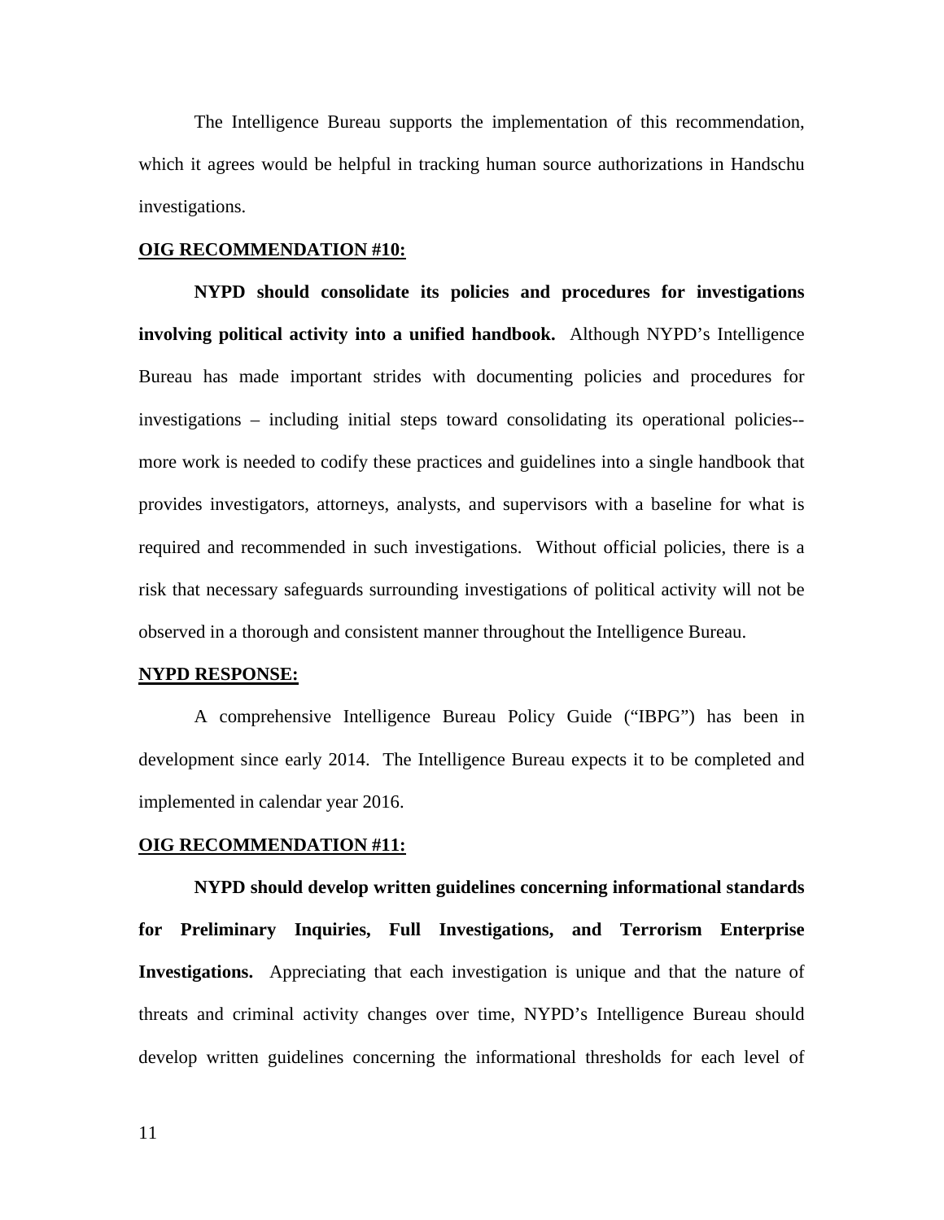The Intelligence Bureau supports the implementation of this recommendation, which it agrees would be helpful in tracking human source authorizations in Handschu investigations.

**OIG RECOMMENDATION #10:**

**NYPD should consolidate its policies and procedures for investigations involving political activity into a unified handbook.** Although NYPD's Intelligence Bureau has made important strides with documenting policies and procedures for investigations – including initial steps toward consolidating its operational policies--more work is needed to codify these practices and guidelines into a single handbook that provides investigators, attorneys, analysts, and supervisors with a baseline for what is required and recommended in such investigations. Without official policies, there is a risk that necessary safeguards surrounding investigations of political activity will not be observed in a thorough and consistent manner throughout the Intelligence Bureau.

**NYPD RESPONSE:**

A comprehensive Intelligence Bureau Policy Guide ("IBPG") has been in development since early 2014. The Intelligence Bureau expects it to be completed and implemented in calendar year 2016.

**OIG RECOMMENDATION #11:**

**NYPD should develop written guidelines concerning informational standards for Preliminary Inquiries, Full Investigations, and Terrorism Enterprise Investigations.** Appreciating that each investigation is unique and that the nature of threats and criminal activity changes over time, NYPD's Intelligence Bureau should develop written guidelines concerning the informational thresholds for each level of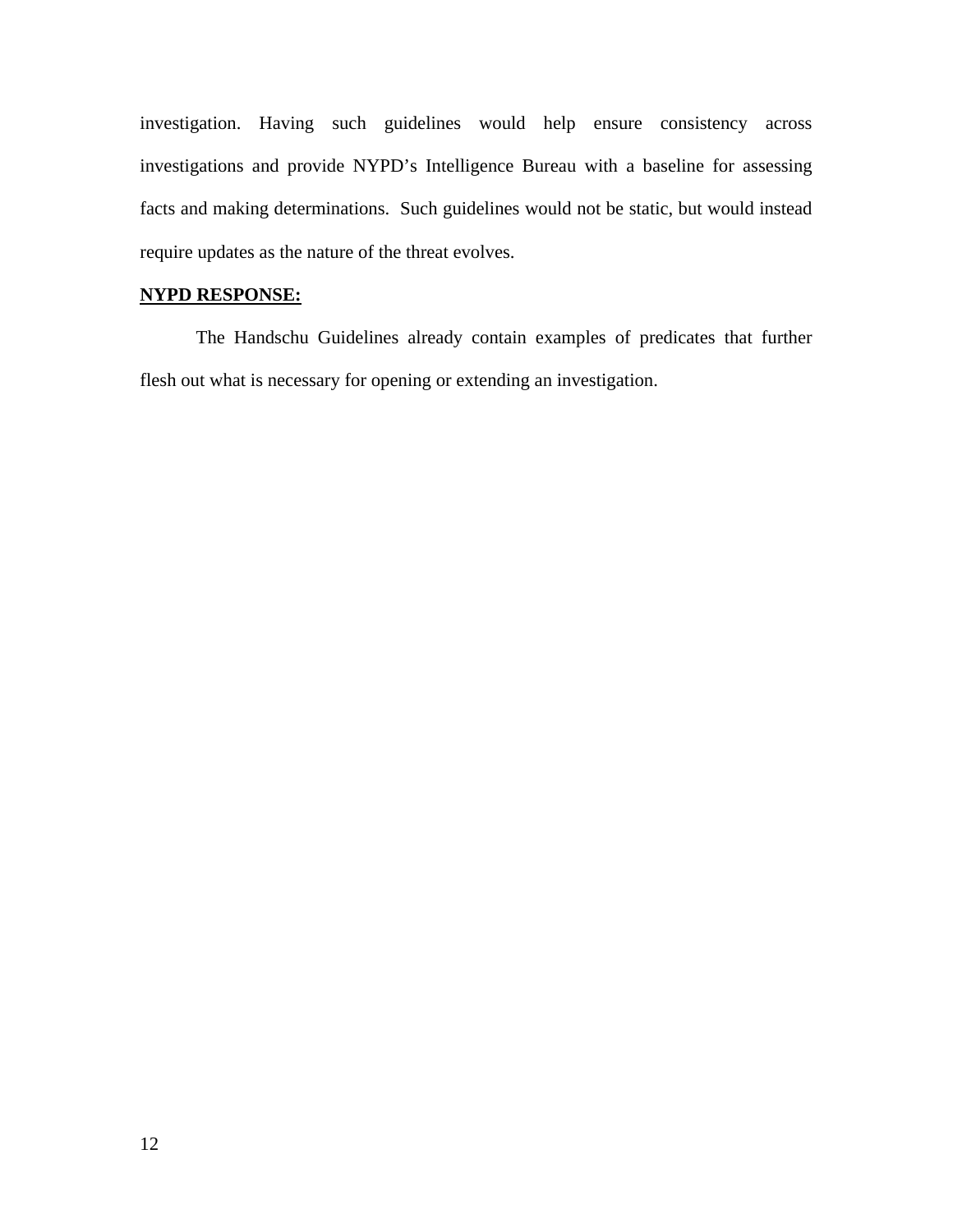investigation. Having such guidelines would help ensure consistency across investigations and provide NYPD's Intelligence Bureau with a baseline for assessing facts and making determinations. Such guidelines would not be static, but would instead require updates as the nature of the threat evolves.

**NYPD RESPONSE:**

The Handschu Guidelines already contain examples of predicates that further flesh out what is necessary for opening or extending an investigation.